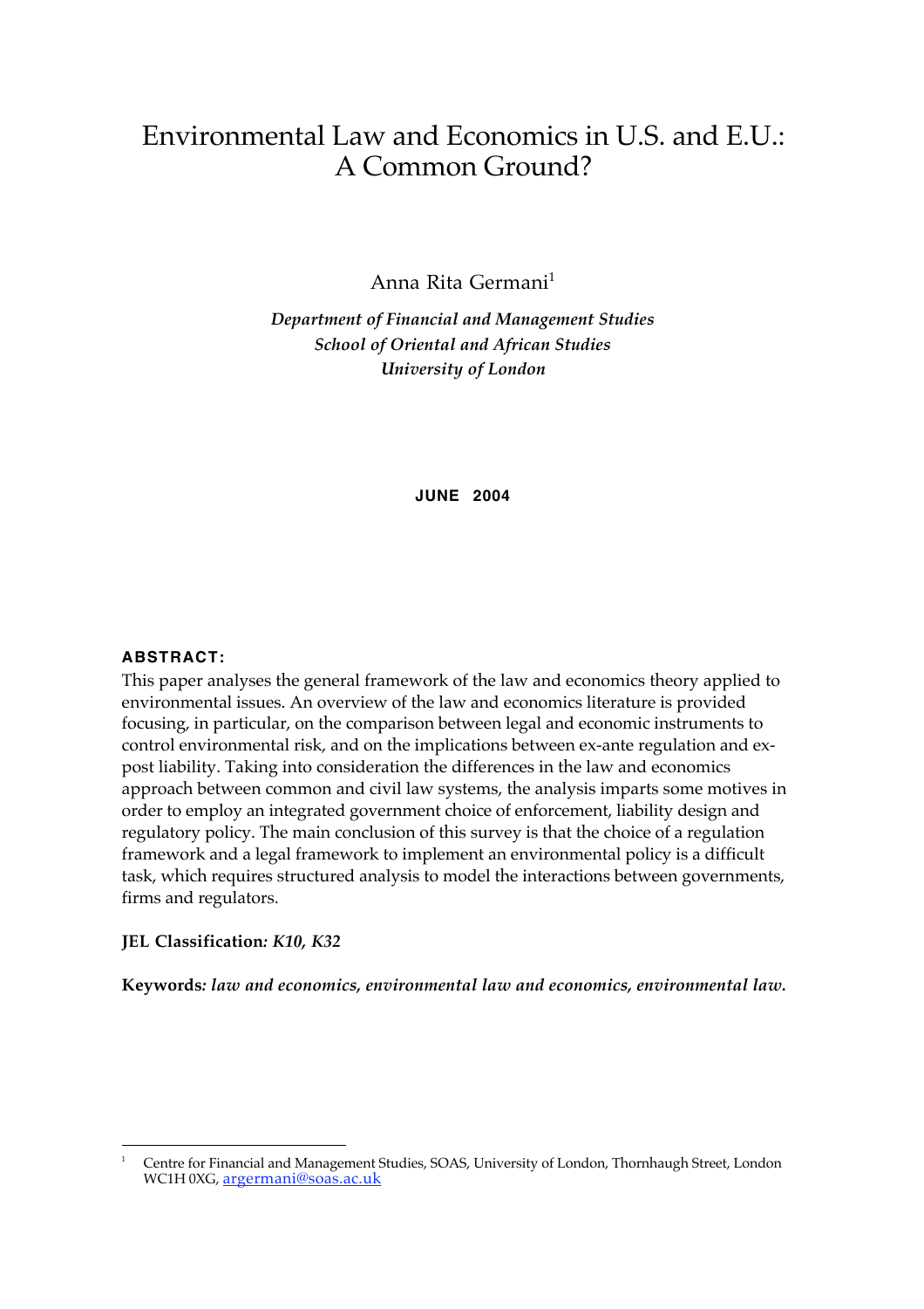# Environmental Law and Economics in U.S. and E.U.: A Common Ground?

Anna Rita Germani[1]

***Department of Financial and Management Studies***
***School of Oriental and African Studies***
***University of London***

**JUNE 2004**

**ABSTRACT:**

This paper analyses the general framework of the law and economics theory applied to environmental issues. An overview of the law and economics literature is provided focusing, in particular, on the comparison between legal and economic instruments to control environmental risk, and on the implications between ex-ante regulation and ex-post liability. Taking into consideration the differences in the law and economics approach between common and civil law systems, the analysis imparts some motives in order to employ an integrated government choice of enforcement, liability design and regulatory policy. The main conclusion of this survey is that the choice of a regulation framework and a legal framework to implement an environmental policy is a difficult task, which requires structured analysis to model the interactions between governments, firms and regulators.

**JEL Classification*: K10, K32***

**Keywords*: law and economics, environmental law and economics, environmental law.***

---

[1] Centre for Financial and Management Studies, SOAS, University of London, Thornhaugh Street, London WC1H 0XG, argermani@soas.ac.uk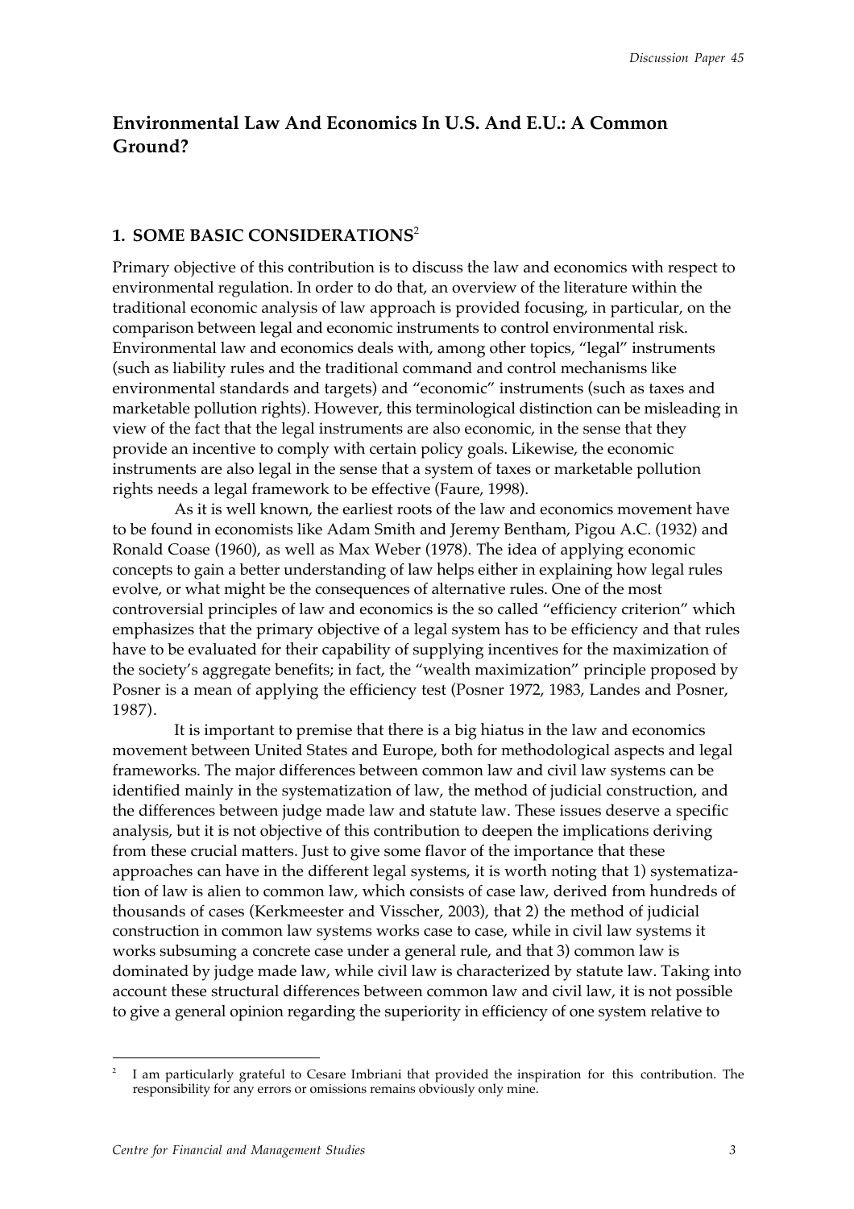## Environmental Law And Economics In U.S. And E.U.: A Common Ground?

### 1. SOME BASIC CONSIDERATIONS[2]

Primary objective of this contribution is to discuss the law and economics with respect to environmental regulation. In order to do that, an overview of the literature within the traditional economic analysis of law approach is provided focusing, in particular, on the comparison between legal and economic instruments to control environmental risk. Environmental law and economics deals with, among other topics, "legal" instruments (such as liability rules and the traditional command and control mechanisms like environmental standards and targets) and "economic" instruments (such as taxes and marketable pollution rights). However, this terminological distinction can be misleading in view of the fact that the legal instruments are also economic, in the sense that they provide an incentive to comply with certain policy goals. Likewise, the economic instruments are also legal in the sense that a system of taxes or marketable pollution rights needs a legal framework to be effective (Faure, 1998).

As it is well known, the earliest roots of the law and economics movement have to be found in economists like Adam Smith and Jeremy Bentham, Pigou A.C. (1932) and Ronald Coase (1960), as well as Max Weber (1978). The idea of applying economic concepts to gain a better understanding of law helps either in explaining how legal rules evolve, or what might be the consequences of alternative rules. One of the most controversial principles of law and economics is the so called "efficiency criterion" which emphasizes that the primary objective of a legal system has to be efficiency and that rules have to be evaluated for their capability of supplying incentives for the maximization of the society's aggregate benefits; in fact, the "wealth maximization" principle proposed by Posner is a mean of applying the efficiency test (Posner 1972, 1983, Landes and Posner, 1987).

It is important to premise that there is a big hiatus in the law and economics movement between United States and Europe, both for methodological aspects and legal frameworks. The major differences between common law and civil law systems can be identified mainly in the systematization of law, the method of judicial construction, and the differences between judge made law and statute law. These issues deserve a specific analysis, but it is not objective of this contribution to deepen the implications deriving from these crucial matters. Just to give some flavor of the importance that these approaches can have in the different legal systems, it is worth noting that 1) systematization of law is alien to common law, which consists of case law, derived from hundreds of thousands of cases (Kerkmeester and Visscher, 2003), that 2) the method of judicial construction in common law systems works case to case, while in civil law systems it works subsuming a concrete case under a general rule, and that 3) common law is dominated by judge made law, while civil law is characterized by statute law. Taking into account these structural differences between common law and civil law, it is not possible to give a general opinion regarding the superiority in efficiency of one system relative to

[2] I am particularly grateful to Cesare Imbriani that provided the inspiration for this contribution. The responsibility for any errors or omissions remains obviously only mine.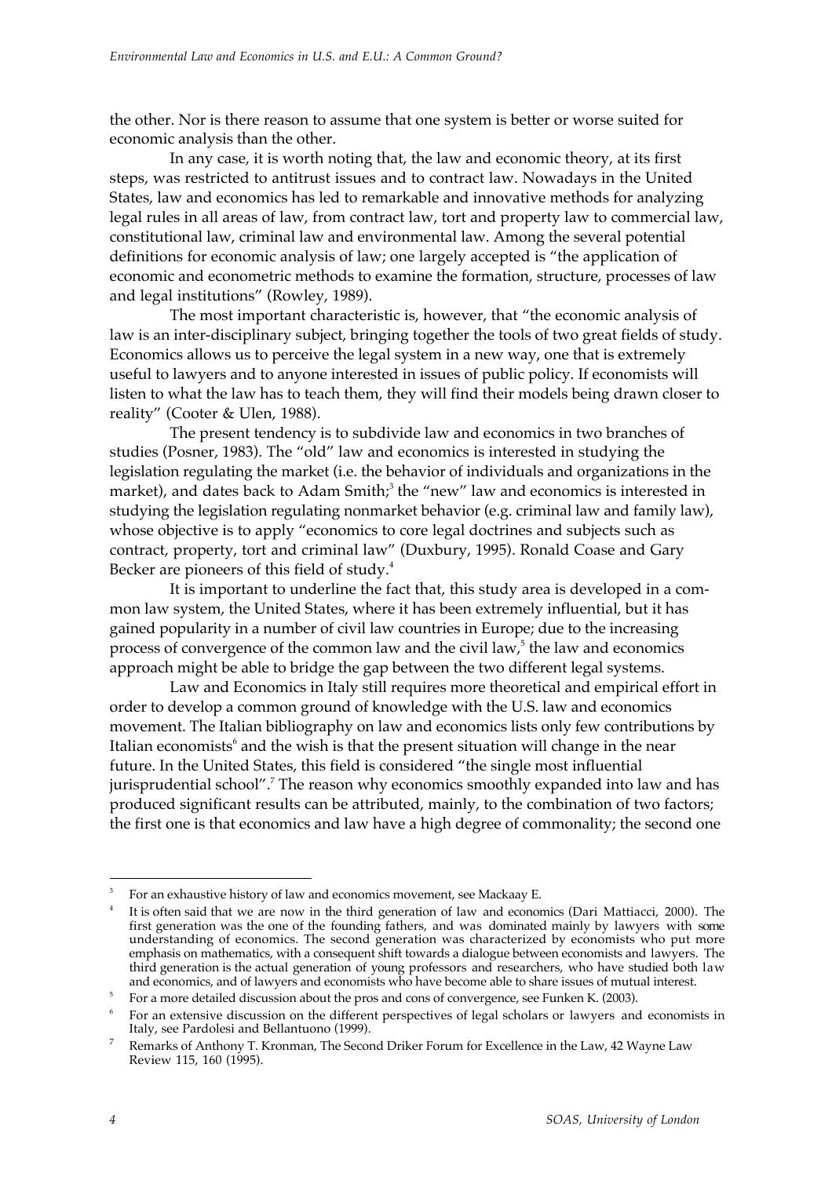the other. Nor is there reason to assume that one system is better or worse suited for economic analysis than the other.

In any case, it is worth noting that, the law and economic theory, at its first steps, was restricted to antitrust issues and to contract law. Nowadays in the United States, law and economics has led to remarkable and innovative methods for analyzing legal rules in all areas of law, from contract law, tort and property law to commercial law, constitutional law, criminal law and environmental law. Among the several potential definitions for economic analysis of law; one largely accepted is "the application of economic and econometric methods to examine the formation, structure, processes of law and legal institutions" (Rowley, 1989).

The most important characteristic is, however, that "the economic analysis of law is an inter-disciplinary subject, bringing together the tools of two great fields of study. Economics allows us to perceive the legal system in a new way, one that is extremely useful to lawyers and to anyone interested in issues of public policy. If economists will listen to what the law has to teach them, they will find their models being drawn closer to reality" (Cooter & Ulen, 1988).

The present tendency is to subdivide law and economics in two branches of studies (Posner, 1983). The "old" law and economics is interested in studying the legislation regulating the market (i.e. the behavior of individuals and organizations in the market), and dates back to Adam Smith;[3] the "new" law and economics is interested in studying the legislation regulating nonmarket behavior (e.g. criminal law and family law), whose objective is to apply "economics to core legal doctrines and subjects such as contract, property, tort and criminal law" (Duxbury, 1995). Ronald Coase and Gary Becker are pioneers of this field of study.[4]

It is important to underline the fact that, this study area is developed in a common law system, the United States, where it has been extremely influential, but it has gained popularity in a number of civil law countries in Europe; due to the increasing process of convergence of the common law and the civil law,[5] the law and economics approach might be able to bridge the gap between the two different legal systems.

Law and Economics in Italy still requires more theoretical and empirical effort in order to develop a common ground of knowledge with the U.S. law and economics movement. The Italian bibliography on law and economics lists only few contributions by Italian economists[6] and the wish is that the present situation will change in the near future. In the United States, this field is considered "the single most influential jurisprudential school".[7] The reason why economics smoothly expanded into law and has produced significant results can be attributed, mainly, to the combination of two factors; the first one is that economics and law have a high degree of commonality; the second one

---

[3] For an exhaustive history of law and economics movement, see Mackaay E.

[4] It is often said that we are now in the third generation of law and economics (Dari Mattiacci, 2000). The first generation was the one of the founding fathers, and was dominated mainly by lawyers with some understanding of economics. The second generation was characterized by economists who put more emphasis on mathematics, with a consequent shift towards a dialogue between economists and lawyers. The third generation is the actual generation of young professors and researchers, who have studied both law and economics, and of lawyers and economists who have become able to share issues of mutual interest.

[5] For a more detailed discussion about the pros and cons of convergence, see Funken K. (2003).

[6] For an extensive discussion on the different perspectives of legal scholars or lawyers and economists in Italy, see Pardolesi and Bellantuono (1999).

[7] Remarks of Anthony T. Kronman, The Second Driker Forum for Excellence in the Law, 42 Wayne Law Review 115, 160 (1995).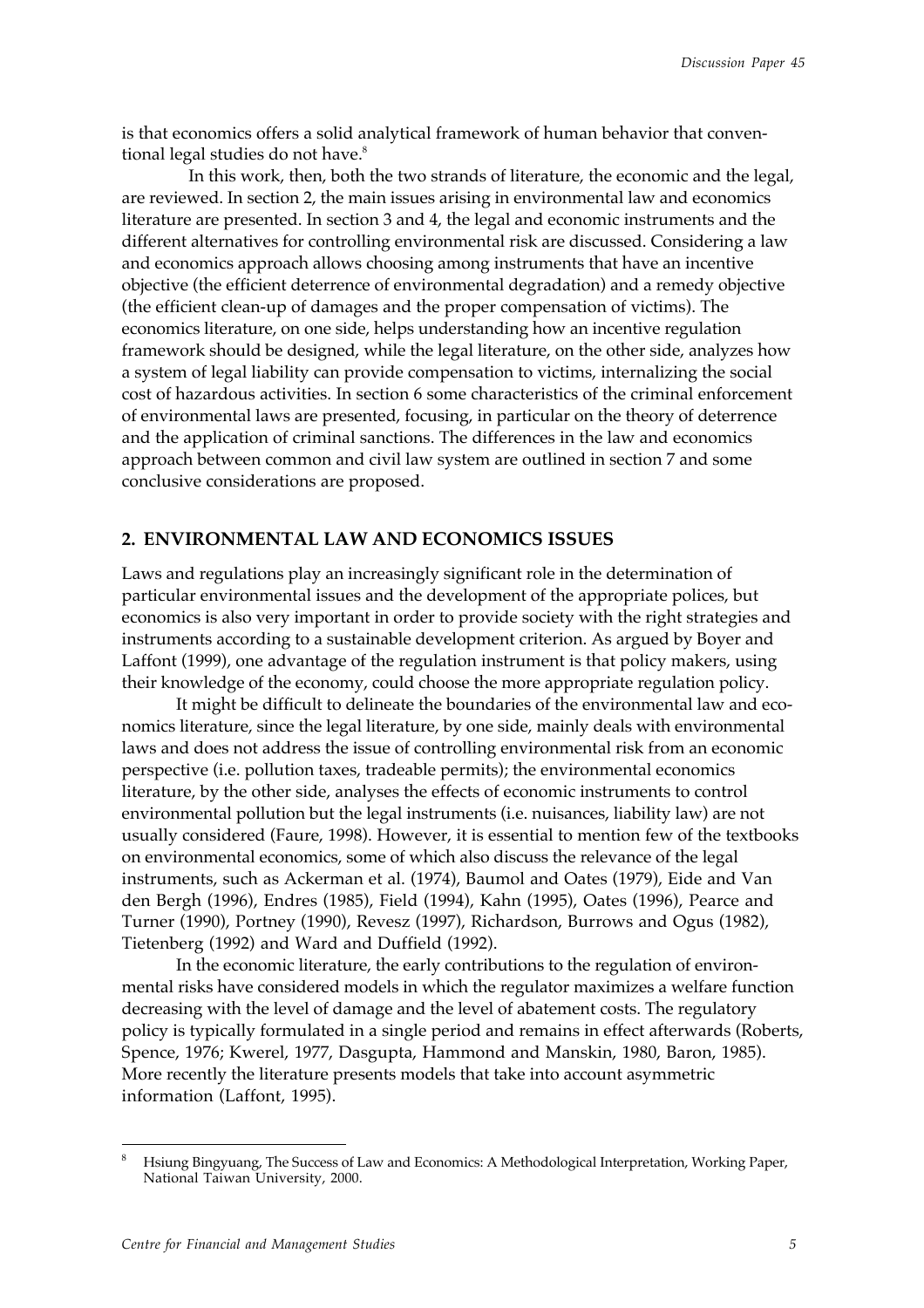is that economics offers a solid analytical framework of human behavior that conventional legal studies do not have.[8]

In this work, then, both the two strands of literature, the economic and the legal, are reviewed. In section 2, the main issues arising in environmental law and economics literature are presented. In section 3 and 4, the legal and economic instruments and the different alternatives for controlling environmental risk are discussed. Considering a law and economics approach allows choosing among instruments that have an incentive objective (the efficient deterrence of environmental degradation) and a remedy objective (the efficient clean-up of damages and the proper compensation of victims). The economics literature, on one side, helps understanding how an incentive regulation framework should be designed, while the legal literature, on the other side, analyzes how a system of legal liability can provide compensation to victims, internalizing the social cost of hazardous activities. In section 6 some characteristics of the criminal enforcement of environmental laws are presented, focusing, in particular on the theory of deterrence and the application of criminal sanctions. The differences in the law and economics approach between common and civil law system are outlined in section 7 and some conclusive considerations are proposed.

## 2. ENVIRONMENTAL LAW AND ECONOMICS ISSUES

Laws and regulations play an increasingly significant role in the determination of particular environmental issues and the development of the appropriate polices, but economics is also very important in order to provide society with the right strategies and instruments according to a sustainable development criterion. As argued by Boyer and Laffont (1999), one advantage of the regulation instrument is that policy makers, using their knowledge of the economy, could choose the more appropriate regulation policy.

It might be difficult to delineate the boundaries of the environmental law and economics literature, since the legal literature, by one side, mainly deals with environmental laws and does not address the issue of controlling environmental risk from an economic perspective (i.e. pollution taxes, tradeable permits); the environmental economics literature, by the other side, analyses the effects of economic instruments to control environmental pollution but the legal instruments (i.e. nuisances, liability law) are not usually considered (Faure, 1998). However, it is essential to mention few of the textbooks on environmental economics, some of which also discuss the relevance of the legal instruments, such as Ackerman et al. (1974), Baumol and Oates (1979), Eide and Van den Bergh (1996), Endres (1985), Field (1994), Kahn (1995), Oates (1996), Pearce and Turner (1990), Portney (1990), Revesz (1997), Richardson, Burrows and Ogus (1982), Tietenberg (1992) and Ward and Duffield (1992).

In the economic literature, the early contributions to the regulation of environmental risks have considered models in which the regulator maximizes a welfare function decreasing with the level of damage and the level of abatement costs. The regulatory policy is typically formulated in a single period and remains in effect afterwards (Roberts, Spence, 1976; Kwerel, 1977, Dasgupta, Hammond and Manskin, 1980, Baron, 1985). More recently the literature presents models that take into account asymmetric information (Laffont, 1995).

[8] Hsiung Bingyuang, The Success of Law and Economics: A Methodological Interpretation, Working Paper, National Taiwan University, 2000.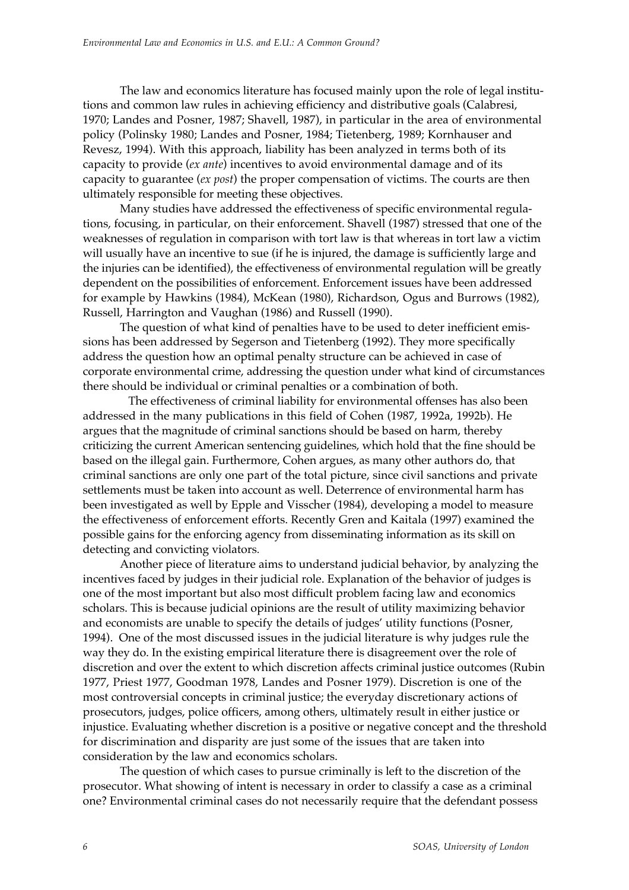The law and economics literature has focused mainly upon the role of legal institutions and common law rules in achieving efficiency and distributive goals (Calabresi, 1970; Landes and Posner, 1987; Shavell, 1987), in particular in the area of environmental policy (Polinsky 1980; Landes and Posner, 1984; Tietenberg, 1989; Kornhauser and Revesz, 1994). With this approach, liability has been analyzed in terms both of its capacity to provide (*ex ante*) incentives to avoid environmental damage and of its capacity to guarantee (*ex post*) the proper compensation of victims. The courts are then ultimately responsible for meeting these objectives.

Many studies have addressed the effectiveness of specific environmental regulations, focusing, in particular, on their enforcement. Shavell (1987) stressed that one of the weaknesses of regulation in comparison with tort law is that whereas in tort law a victim will usually have an incentive to sue (if he is injured, the damage is sufficiently large and the injuries can be identified), the effectiveness of environmental regulation will be greatly dependent on the possibilities of enforcement. Enforcement issues have been addressed for example by Hawkins (1984), McKean (1980), Richardson, Ogus and Burrows (1982), Russell, Harrington and Vaughan (1986) and Russell (1990).

The question of what kind of penalties have to be used to deter inefficient emissions has been addressed by Segerson and Tietenberg (1992). They more specifically address the question how an optimal penalty structure can be achieved in case of corporate environmental crime, addressing the question under what kind of circumstances there should be individual or criminal penalties or a combination of both.

The effectiveness of criminal liability for environmental offenses has also been addressed in the many publications in this field of Cohen (1987, 1992a, 1992b). He argues that the magnitude of criminal sanctions should be based on harm, thereby criticizing the current American sentencing guidelines, which hold that the fine should be based on the illegal gain. Furthermore, Cohen argues, as many other authors do, that criminal sanctions are only one part of the total picture, since civil sanctions and private settlements must be taken into account as well. Deterrence of environmental harm has been investigated as well by Epple and Visscher (1984), developing a model to measure the effectiveness of enforcement efforts. Recently Gren and Kaitala (1997) examined the possible gains for the enforcing agency from disseminating information as its skill on detecting and convicting violators.

Another piece of literature aims to understand judicial behavior, by analyzing the incentives faced by judges in their judicial role. Explanation of the behavior of judges is one of the most important but also most difficult problem facing law and economics scholars. This is because judicial opinions are the result of utility maximizing behavior and economists are unable to specify the details of judges' utility functions (Posner, 1994). One of the most discussed issues in the judicial literature is why judges rule the way they do. In the existing empirical literature there is disagreement over the role of discretion and over the extent to which discretion affects criminal justice outcomes (Rubin 1977, Priest 1977, Goodman 1978, Landes and Posner 1979). Discretion is one of the most controversial concepts in criminal justice; the everyday discretionary actions of prosecutors, judges, police officers, among others, ultimately result in either justice or injustice. Evaluating whether discretion is a positive or negative concept and the threshold for discrimination and disparity are just some of the issues that are taken into consideration by the law and economics scholars.

The question of which cases to pursue criminally is left to the discretion of the prosecutor. What showing of intent is necessary in order to classify a case as a criminal one? Environmental criminal cases do not necessarily require that the defendant possess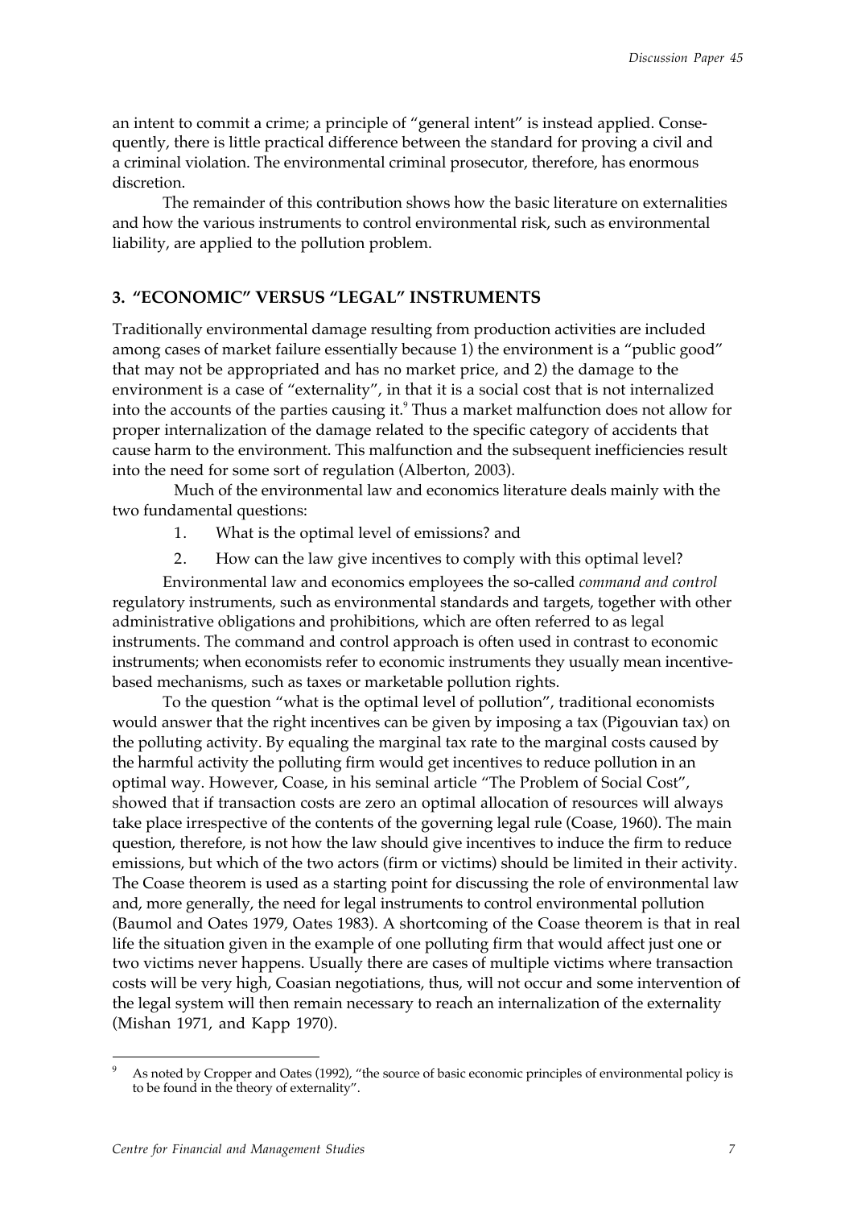an intent to commit a crime; a principle of "general intent" is instead applied. Consequently, there is little practical difference between the standard for proving a civil and a criminal violation. The environmental criminal prosecutor, therefore, has enormous discretion.

The remainder of this contribution shows how the basic literature on externalities and how the various instruments to control environmental risk, such as environmental liability, are applied to the pollution problem.

## 3. "ECONOMIC" VERSUS "LEGAL" INSTRUMENTS

Traditionally environmental damage resulting from production activities are included among cases of market failure essentially because 1) the environment is a "public good" that may not be appropriated and has no market price, and 2) the damage to the environment is a case of "externality", in that it is a social cost that is not internalized into the accounts of the parties causing it.[9] Thus a market malfunction does not allow for proper internalization of the damage related to the specific category of accidents that cause harm to the environment. This malfunction and the subsequent inefficiencies result into the need for some sort of regulation (Alberton, 2003).

Much of the environmental law and economics literature deals mainly with the two fundamental questions:

1. What is the optimal level of emissions? and
2. How can the law give incentives to comply with this optimal level?

Environmental law and economics employees the so-called *command and control* regulatory instruments, such as environmental standards and targets, together with other administrative obligations and prohibitions, which are often referred to as legal instruments. The command and control approach is often used in contrast to economic instruments; when economists refer to economic instruments they usually mean incentive-based mechanisms, such as taxes or marketable pollution rights.

To the question "what is the optimal level of pollution", traditional economists would answer that the right incentives can be given by imposing a tax (Pigouvian tax) on the polluting activity. By equaling the marginal tax rate to the marginal costs caused by the harmful activity the polluting firm would get incentives to reduce pollution in an optimal way. However, Coase, in his seminal article "The Problem of Social Cost", showed that if transaction costs are zero an optimal allocation of resources will always take place irrespective of the contents of the governing legal rule (Coase, 1960). The main question, therefore, is not how the law should give incentives to induce the firm to reduce emissions, but which of the two actors (firm or victims) should be limited in their activity. The Coase theorem is used as a starting point for discussing the role of environmental law and, more generally, the need for legal instruments to control environmental pollution (Baumol and Oates 1979, Oates 1983). A shortcoming of the Coase theorem is that in real life the situation given in the example of one polluting firm that would affect just one or two victims never happens. Usually there are cases of multiple victims where transaction costs will be very high, Coasian negotiations, thus, will not occur and some intervention of the legal system will then remain necessary to reach an internalization of the externality (Mishan 1971, and Kapp 1970).

[9] As noted by Cropper and Oates (1992), "the source of basic economic principles of environmental policy is to be found in the theory of externality".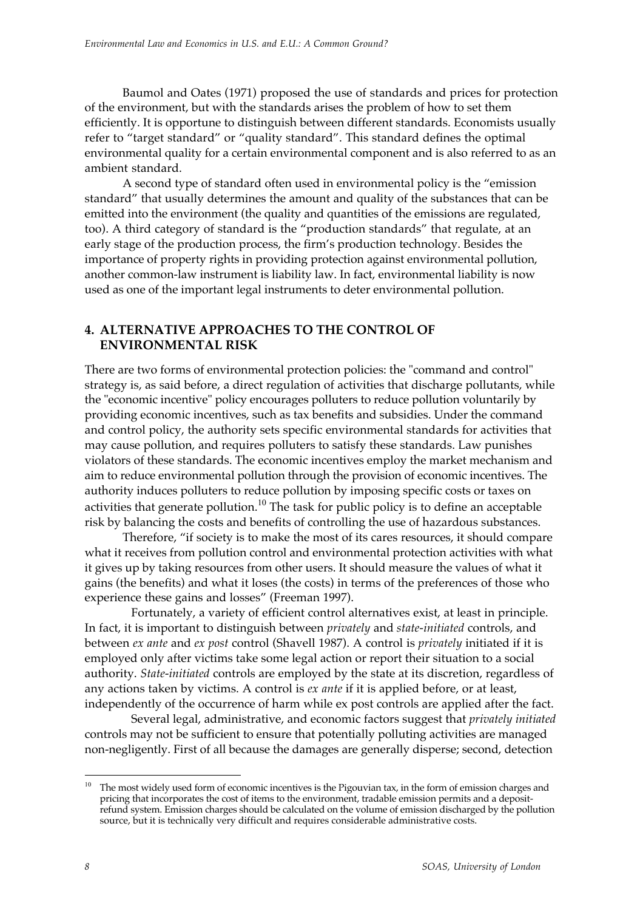Baumol and Oates (1971) proposed the use of standards and prices for protection of the environment, but with the standards arises the problem of how to set them efficiently. It is opportune to distinguish between different standards. Economists usually refer to "target standard" or "quality standard". This standard defines the optimal environmental quality for a certain environmental component and is also referred to as an ambient standard.

A second type of standard often used in environmental policy is the "emission standard" that usually determines the amount and quality of the substances that can be emitted into the environment (the quality and quantities of the emissions are regulated, too). A third category of standard is the "production standards" that regulate, at an early stage of the production process, the firm's production technology. Besides the importance of property rights in providing protection against environmental pollution, another common-law instrument is liability law. In fact, environmental liability is now used as one of the important legal instruments to deter environmental pollution.

## 4. ALTERNATIVE APPROACHES TO THE CONTROL OF ENVIRONMENTAL RISK

There are two forms of environmental protection policies: the "command and control" strategy is, as said before, a direct regulation of activities that discharge pollutants, while the "economic incentive" policy encourages polluters to reduce pollution voluntarily by providing economic incentives, such as tax benefits and subsidies. Under the command and control policy, the authority sets specific environmental standards for activities that may cause pollution, and requires polluters to satisfy these standards. Law punishes violators of these standards. The economic incentives employ the market mechanism and aim to reduce environmental pollution through the provision of economic incentives. The authority induces polluters to reduce pollution by imposing specific costs or taxes on activities that generate pollution.[10] The task for public policy is to define an acceptable risk by balancing the costs and benefits of controlling the use of hazardous substances.

Therefore, "if society is to make the most of its cares resources, it should compare what it receives from pollution control and environmental protection activities with what it gives up by taking resources from other users. It should measure the values of what it gains (the benefits) and what it loses (the costs) in terms of the preferences of those who experience these gains and losses" (Freeman 1997).

Fortunately, a variety of efficient control alternatives exist, at least in principle. In fact, it is important to distinguish between *privately* and *state-initiated* controls, and between *ex ante* and *ex post* control (Shavell 1987). A control is *privately* initiated if it is employed only after victims take some legal action or report their situation to a social authority. *State-initiated* controls are employed by the state at its discretion, regardless of any actions taken by victims. A control is *ex ante* if it is applied before, or at least, independently of the occurrence of harm while ex post controls are applied after the fact.

Several legal, administrative, and economic factors suggest that *privately initiated* controls may not be sufficient to ensure that potentially polluting activities are managed non-negligently. First of all because the damages are generally disperse; second, detection

---

[10] The most widely used form of economic incentives is the Pigouvian tax, in the form of emission charges and pricing that incorporates the cost of items to the environment, tradable emission permits and a deposit-refund system. Emission charges should be calculated on the volume of emission discharged by the pollution source, but it is technically very difficult and requires considerable administrative costs.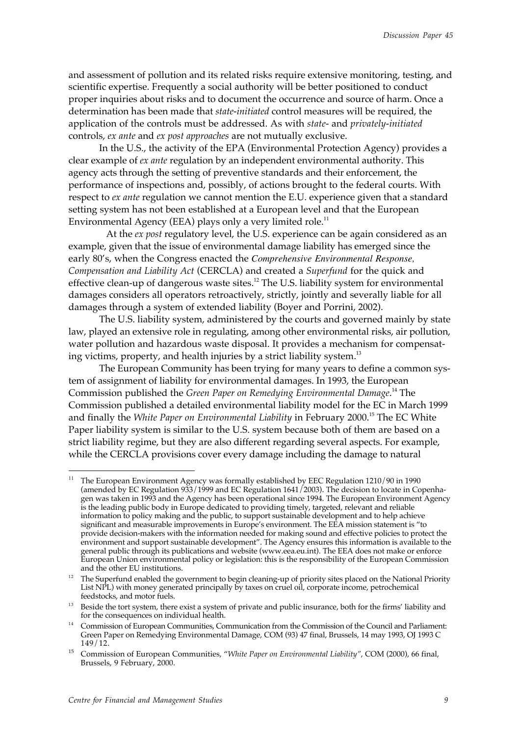and assessment of pollution and its related risks require extensive monitoring, testing, and scientific expertise. Frequently a social authority will be better positioned to conduct proper inquiries about risks and to document the occurrence and source of harm. Once a determination has been made that *state-initiated* control measures will be required, the application of the controls must be addressed. As with *state-* and *privately-initiated* controls, *ex ante* and *ex post approaches* are not mutually exclusive.

In the U.S., the activity of the EPA (Environmental Protection Agency) provides a clear example of *ex ante* regulation by an independent environmental authority. This agency acts through the setting of preventive standards and their enforcement, the performance of inspections and, possibly, of actions brought to the federal courts. With respect to *ex ante* regulation we cannot mention the E.U. experience given that a standard setting system has not been established at a European level and that the European Environmental Agency (EEA) plays only a very limited role.[11]

At the *ex post* regulatory level, the U.S. experience can be again considered as an example, given that the issue of environmental damage liability has emerged since the early 80's, when the Congress enacted the *Comprehensive Environmental Response, Compensation and Liability Act* (CERCLA) and created a *Superfund* for the quick and effective clean-up of dangerous waste sites.[12] The U.S. liability system for environmental damages considers all operators retroactively, strictly, jointly and severally liable for all damages through a system of extended liability (Boyer and Porrini, 2002).

The U.S. liability system, administered by the courts and governed mainly by state law, played an extensive role in regulating, among other environmental risks, air pollution, water pollution and hazardous waste disposal. It provides a mechanism for compensating victims, property, and health injuries by a strict liability system.[13]

The European Community has been trying for many years to define a common system of assignment of liability for environmental damages. In 1993, the European Commission published the *Green Paper on Remedying Environmental Damage*.[14] The Commission published a detailed environmental liability model for the EC in March 1999 and finally the *White Paper on Environmental Liability* in February 2000.[15] The EC White Paper liability system is similar to the U.S. system because both of them are based on a strict liability regime, but they are also different regarding several aspects. For example, while the CERCLA provisions cover every damage including the damage to natural

---

[11] The European Environment Agency was formally established by EEC Regulation 1210/90 in 1990 (amended by EC Regulation 933/1999 and EC Regulation 1641/2003). The decision to locate in Copenhagen was taken in 1993 and the Agency has been operational since 1994. The European Environment Agency is the leading public body in Europe dedicated to providing timely, targeted, relevant and reliable information to policy making and the public, to support sustainable development and to help achieve significant and measurable improvements in Europe's environment. The EEA mission statement is "to provide decision-makers with the information needed for making sound and effective policies to protect the environment and support sustainable development". The Agency ensures this information is available to the general public through its publications and website (www.eea.eu.int). The EEA does not make or enforce European Union environmental policy or legislation: this is the responsibility of the European Commission and the other EU institutions.

[12] The Superfund enabled the government to begin cleaning-up of priority sites placed on the National Priority List NPL) with money generated principally by taxes on cruel oil, corporate income, petrochemical feedstocks, and motor fuels.

[13] Beside the tort system, there exist a system of private and public insurance, both for the firms' liability and for the consequences on individual health.

[14] Commission of European Communities, Communication from the Commission of the Council and Parliament: Green Paper on Remedying Environmental Damage, COM (93) 47 final, Brussels, 14 may 1993, OJ 1993 C 149/12.

[15] Commission of European Communities, "*White Paper on Environmental Liability*", COM (2000), 66 final, Brussels, 9 February, 2000.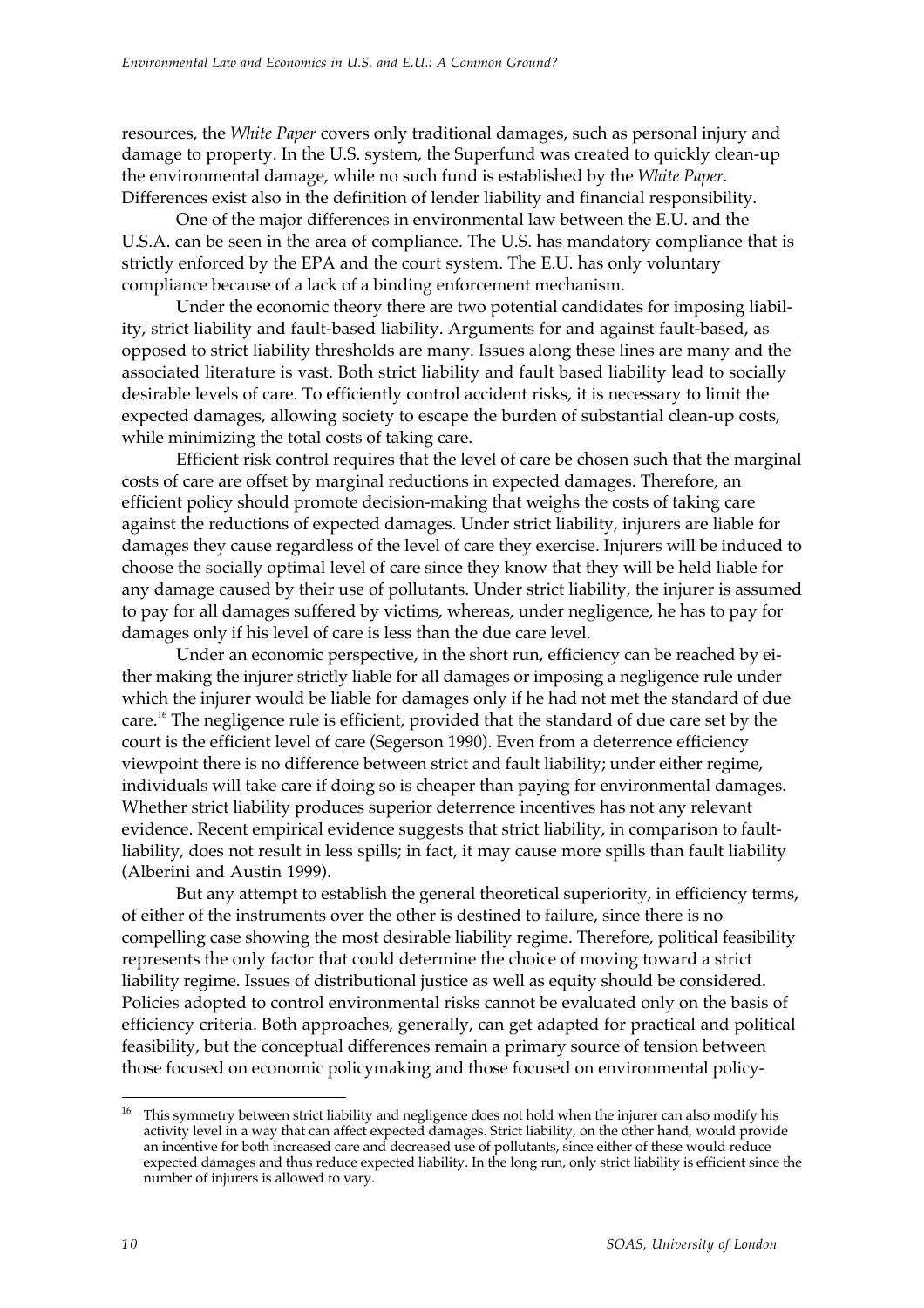resources, the *White Paper* covers only traditional damages, such as personal injury and damage to property. In the U.S. system, the Superfund was created to quickly clean-up the environmental damage, while no such fund is established by the *White Paper*. Differences exist also in the definition of lender liability and financial responsibility.

One of the major differences in environmental law between the E.U. and the U.S.A. can be seen in the area of compliance. The U.S. has mandatory compliance that is strictly enforced by the EPA and the court system. The E.U. has only voluntary compliance because of a lack of a binding enforcement mechanism.

Under the economic theory there are two potential candidates for imposing liability, strict liability and fault-based liability. Arguments for and against fault-based, as opposed to strict liability thresholds are many. Issues along these lines are many and the associated literature is vast. Both strict liability and fault based liability lead to socially desirable levels of care. To efficiently control accident risks, it is necessary to limit the expected damages, allowing society to escape the burden of substantial clean-up costs, while minimizing the total costs of taking care.

Efficient risk control requires that the level of care be chosen such that the marginal costs of care are offset by marginal reductions in expected damages. Therefore, an efficient policy should promote decision-making that weighs the costs of taking care against the reductions of expected damages. Under strict liability, injurers are liable for damages they cause regardless of the level of care they exercise. Injurers will be induced to choose the socially optimal level of care since they know that they will be held liable for any damage caused by their use of pollutants. Under strict liability, the injurer is assumed to pay for all damages suffered by victims, whereas, under negligence, he has to pay for damages only if his level of care is less than the due care level.

Under an economic perspective, in the short run, efficiency can be reached by either making the injurer strictly liable for all damages or imposing a negligence rule under which the injurer would be liable for damages only if he had not met the standard of due care.[16] The negligence rule is efficient, provided that the standard of due care set by the court is the efficient level of care (Segerson 1990). Even from a deterrence efficiency viewpoint there is no difference between strict and fault liability; under either regime, individuals will take care if doing so is cheaper than paying for environmental damages. Whether strict liability produces superior deterrence incentives has not any relevant evidence. Recent empirical evidence suggests that strict liability, in comparison to fault-liability, does not result in less spills; in fact, it may cause more spills than fault liability (Alberini and Austin 1999).

But any attempt to establish the general theoretical superiority, in efficiency terms, of either of the instruments over the other is destined to failure, since there is no compelling case showing the most desirable liability regime. Therefore, political feasibility represents the only factor that could determine the choice of moving toward a strict liability regime. Issues of distributional justice as well as equity should be considered. Policies adopted to control environmental risks cannot be evaluated only on the basis of efficiency criteria. Both approaches, generally, can get adapted for practical and political feasibility, but the conceptual differences remain a primary source of tension between those focused on economic policymaking and those focused on environmental policy-

---

[16] This symmetry between strict liability and negligence does not hold when the injurer can also modify his activity level in a way that can affect expected damages. Strict liability, on the other hand, would provide an incentive for both increased care and decreased use of pollutants, since either of these would reduce expected damages and thus reduce expected liability. In the long run, only strict liability is efficient since the number of injurers is allowed to vary.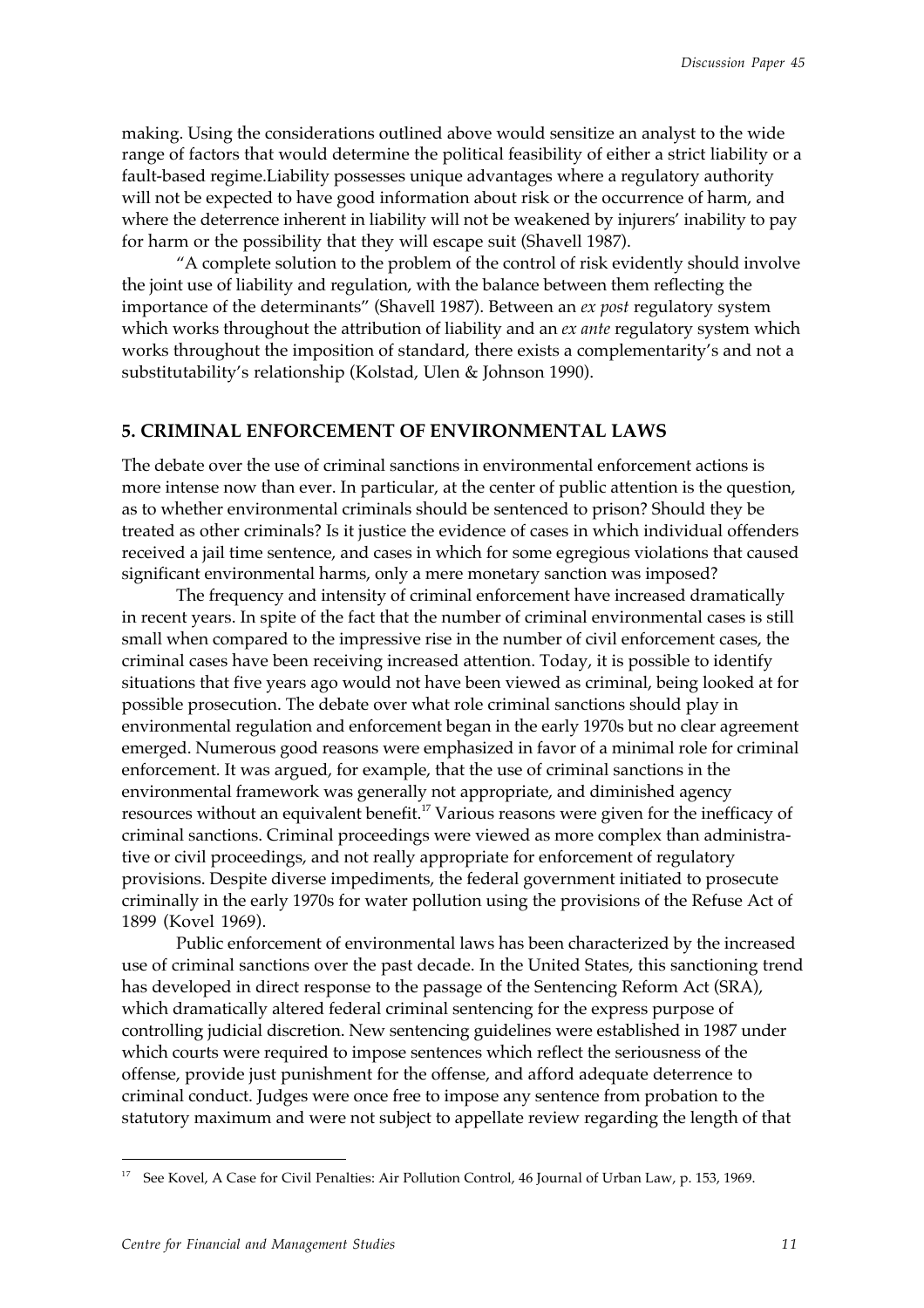making. Using the considerations outlined above would sensitize an analyst to the wide range of factors that would determine the political feasibility of either a strict liability or a fault-based regime.Liability possesses unique advantages where a regulatory authority will not be expected to have good information about risk or the occurrence of harm, and where the deterrence inherent in liability will not be weakened by injurers' inability to pay for harm or the possibility that they will escape suit (Shavell 1987).

"A complete solution to the problem of the control of risk evidently should involve the joint use of liability and regulation, with the balance between them reflecting the importance of the determinants" (Shavell 1987). Between an *ex post* regulatory system which works throughout the attribution of liability and an *ex ante* regulatory system which works throughout the imposition of standard, there exists a complementarity's and not a substitutability's relationship (Kolstad, Ulen & Johnson 1990).

## 5. CRIMINAL ENFORCEMENT OF ENVIRONMENTAL LAWS

The debate over the use of criminal sanctions in environmental enforcement actions is more intense now than ever. In particular, at the center of public attention is the question, as to whether environmental criminals should be sentenced to prison? Should they be treated as other criminals? Is it justice the evidence of cases in which individual offenders received a jail time sentence, and cases in which for some egregious violations that caused significant environmental harms, only a mere monetary sanction was imposed?

The frequency and intensity of criminal enforcement have increased dramatically in recent years. In spite of the fact that the number of criminal environmental cases is still small when compared to the impressive rise in the number of civil enforcement cases, the criminal cases have been receiving increased attention. Today, it is possible to identify situations that five years ago would not have been viewed as criminal, being looked at for possible prosecution. The debate over what role criminal sanctions should play in environmental regulation and enforcement began in the early 1970s but no clear agreement emerged. Numerous good reasons were emphasized in favor of a minimal role for criminal enforcement. It was argued, for example, that the use of criminal sanctions in the environmental framework was generally not appropriate, and diminished agency resources without an equivalent benefit.[17] Various reasons were given for the inefficacy of criminal sanctions. Criminal proceedings were viewed as more complex than administrative or civil proceedings, and not really appropriate for enforcement of regulatory provisions. Despite diverse impediments, the federal government initiated to prosecute criminally in the early 1970s for water pollution using the provisions of the Refuse Act of 1899 (Kovel 1969).

Public enforcement of environmental laws has been characterized by the increased use of criminal sanctions over the past decade. In the United States, this sanctioning trend has developed in direct response to the passage of the Sentencing Reform Act (SRA), which dramatically altered federal criminal sentencing for the express purpose of controlling judicial discretion. New sentencing guidelines were established in 1987 under which courts were required to impose sentences which reflect the seriousness of the offense, provide just punishment for the offense, and afford adequate deterrence to criminal conduct. Judges were once free to impose any sentence from probation to the statutory maximum and were not subject to appellate review regarding the length of that

---

[17] See Kovel, A Case for Civil Penalties: Air Pollution Control, 46 Journal of Urban Law, p. 153, 1969.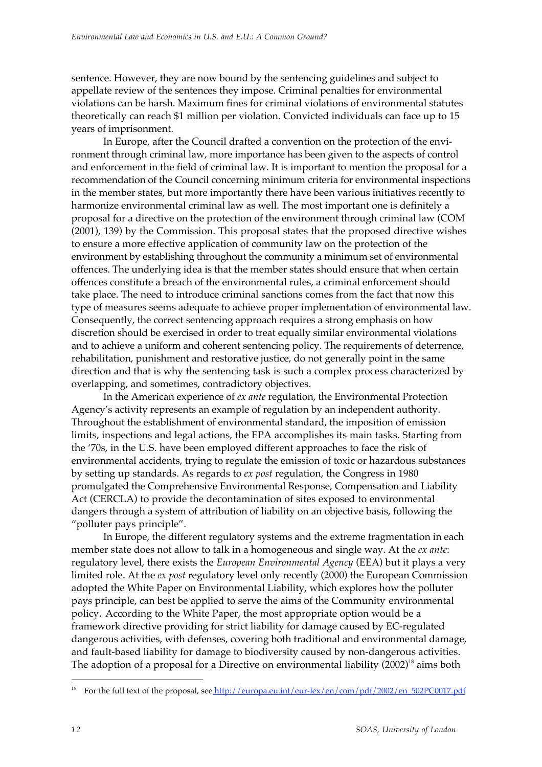sentence. However, they are now bound by the sentencing guidelines and subject to appellate review of the sentences they impose. Criminal penalties for environmental violations can be harsh. Maximum fines for criminal violations of environmental statutes theoretically can reach $1 million per violation. Convicted individuals can face up to 15 years of imprisonment.

In Europe, after the Council drafted a convention on the protection of the environment through criminal law, more importance has been given to the aspects of control and enforcement in the field of criminal law. It is important to mention the proposal for a recommendation of the Council concerning minimum criteria for environmental inspections in the member states, but more importantly there have been various initiatives recently to harmonize environmental criminal law as well. The most important one is definitely a proposal for a directive on the protection of the environment through criminal law (COM (2001), 139) by the Commission. This proposal states that the proposed directive wishes to ensure a more effective application of community law on the protection of the environment by establishing throughout the community a minimum set of environmental offences. The underlying idea is that the member states should ensure that when certain offences constitute a breach of the environmental rules, a criminal enforcement should take place. The need to introduce criminal sanctions comes from the fact that now this type of measures seems adequate to achieve proper implementation of environmental law. Consequently, the correct sentencing approach requires a strong emphasis on how discretion should be exercised in order to treat equally similar environmental violations and to achieve a uniform and coherent sentencing policy. The requirements of deterrence, rehabilitation, punishment and restorative justice, do not generally point in the same direction and that is why the sentencing task is such a complex process characterized by overlapping, and sometimes, contradictory objectives.

In the American experience of *ex ante* regulation, the Environmental Protection Agency's activity represents an example of regulation by an independent authority. Throughout the establishment of environmental standard, the imposition of emission limits, inspections and legal actions, the EPA accomplishes its main tasks. Starting from the '70s, in the U.S. have been employed different approaches to face the risk of environmental accidents, trying to regulate the emission of toxic or hazardous substances by setting up standards. As regards to *ex post* regulation, the Congress in 1980 promulgated the Comprehensive Environmental Response, Compensation and Liability Act (CERCLA) to provide the decontamination of sites exposed to environmental dangers through a system of attribution of liability on an objective basis, following the "polluter pays principle".

In Europe, the different regulatory systems and the extreme fragmentation in each member state does not allow to talk in a homogeneous and single way. At the *ex ante*: regulatory level, there exists the *European Environmental Agency* (EEA) but it plays a very limited role. At the *ex post* regulatory level only recently (2000) the European Commission adopted the White Paper on Environmental Liability, which explores how the polluter pays principle, can best be applied to serve the aims of the Community environmental policy. According to the White Paper, the most appropriate option would be a framework directive providing for strict liability for damage caused by EC-regulated dangerous activities, with defenses, covering both traditional and environmental damage, and fault-based liability for damage to biodiversity caused by non-dangerous activities. The adoption of a proposal for a Directive on environmental liability (2002)[18] aims both

[18] For the full text of the proposal, see http://europa.eu.int/eur-lex/en/com/pdf/2002/en_502PC0017.pdf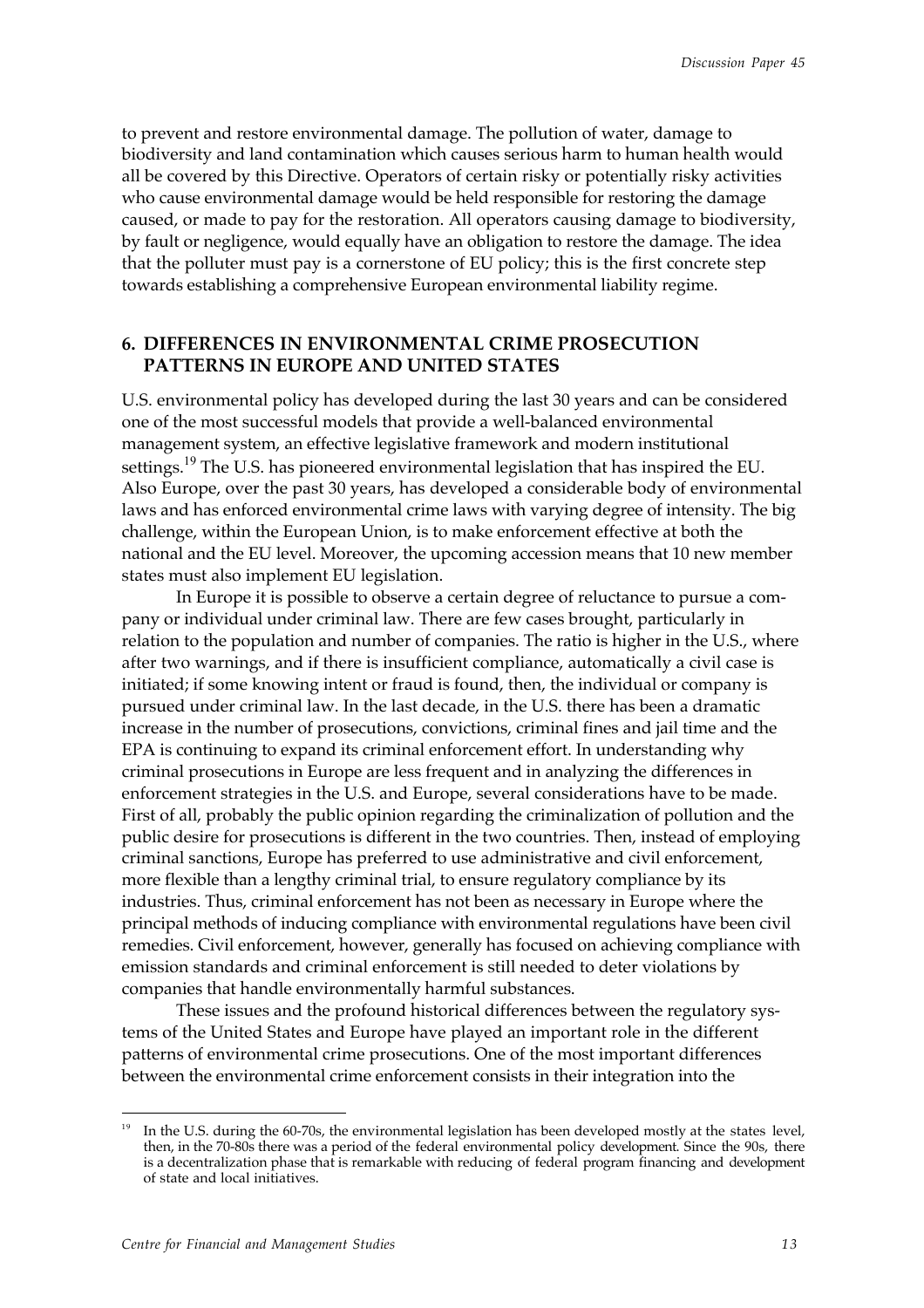to prevent and restore environmental damage. The pollution of water, damage to biodiversity and land contamination which causes serious harm to human health would all be covered by this Directive. Operators of certain risky or potentially risky activities who cause environmental damage would be held responsible for restoring the damage caused, or made to pay for the restoration. All operators causing damage to biodiversity, by fault or negligence, would equally have an obligation to restore the damage. The idea that the polluter must pay is a cornerstone of EU policy; this is the first concrete step towards establishing a comprehensive European environmental liability regime.

## 6. DIFFERENCES IN ENVIRONMENTAL CRIME PROSECUTION PATTERNS IN EUROPE AND UNITED STATES

U.S. environmental policy has developed during the last 30 years and can be considered one of the most successful models that provide a well-balanced environmental management system, an effective legislative framework and modern institutional settings.[19] The U.S. has pioneered environmental legislation that has inspired the EU. Also Europe, over the past 30 years, has developed a considerable body of environmental laws and has enforced environmental crime laws with varying degree of intensity. The big challenge, within the European Union, is to make enforcement effective at both the national and the EU level. Moreover, the upcoming accession means that 10 new member states must also implement EU legislation.

In Europe it is possible to observe a certain degree of reluctance to pursue a company or individual under criminal law. There are few cases brought, particularly in relation to the population and number of companies. The ratio is higher in the U.S., where after two warnings, and if there is insufficient compliance, automatically a civil case is initiated; if some knowing intent or fraud is found, then, the individual or company is pursued under criminal law. In the last decade, in the U.S. there has been a dramatic increase in the number of prosecutions, convictions, criminal fines and jail time and the EPA is continuing to expand its criminal enforcement effort. In understanding why criminal prosecutions in Europe are less frequent and in analyzing the differences in enforcement strategies in the U.S. and Europe, several considerations have to be made. First of all, probably the public opinion regarding the criminalization of pollution and the public desire for prosecutions is different in the two countries. Then, instead of employing criminal sanctions, Europe has preferred to use administrative and civil enforcement, more flexible than a lengthy criminal trial, to ensure regulatory compliance by its industries. Thus, criminal enforcement has not been as necessary in Europe where the principal methods of inducing compliance with environmental regulations have been civil remedies. Civil enforcement, however, generally has focused on achieving compliance with emission standards and criminal enforcement is still needed to deter violations by companies that handle environmentally harmful substances.

These issues and the profound historical differences between the regulatory systems of the United States and Europe have played an important role in the different patterns of environmental crime prosecutions. One of the most important differences between the environmental crime enforcement consists in their integration into the

---

[19] In the U.S. during the 60-70s, the environmental legislation has been developed mostly at the states level, then, in the 70-80s there was a period of the federal environmental policy development. Since the 90s, there is a decentralization phase that is remarkable with reducing of federal program financing and development of state and local initiatives.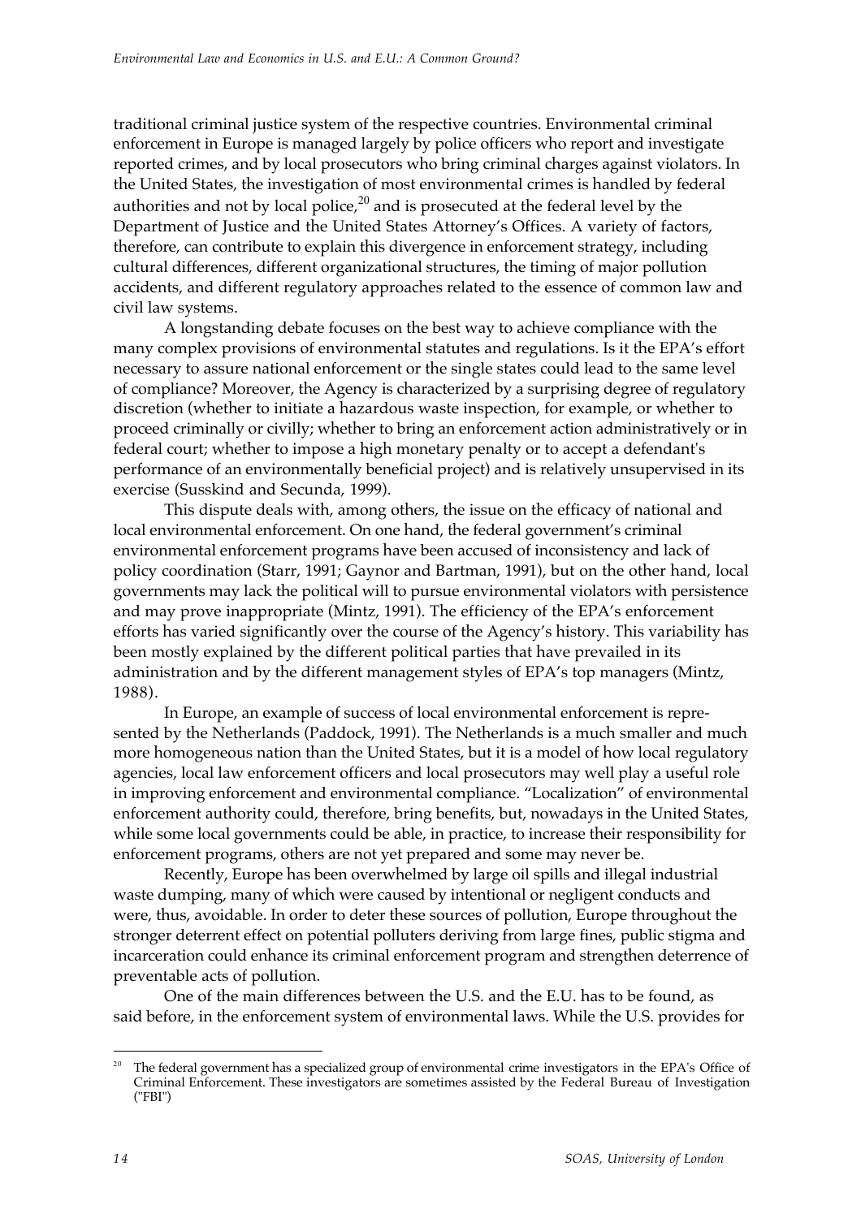traditional criminal justice system of the respective countries. Environmental criminal enforcement in Europe is managed largely by police officers who report and investigate reported crimes, and by local prosecutors who bring criminal charges against violators. In the United States, the investigation of most environmental crimes is handled by federal authorities and not by local police,[20] and is prosecuted at the federal level by the Department of Justice and the United States Attorney's Offices. A variety of factors, therefore, can contribute to explain this divergence in enforcement strategy, including cultural differences, different organizational structures, the timing of major pollution accidents, and different regulatory approaches related to the essence of common law and civil law systems.

A longstanding debate focuses on the best way to achieve compliance with the many complex provisions of environmental statutes and regulations. Is it the EPA's effort necessary to assure national enforcement or the single states could lead to the same level of compliance? Moreover, the Agency is characterized by a surprising degree of regulatory discretion (whether to initiate a hazardous waste inspection, for example, or whether to proceed criminally or civilly; whether to bring an enforcement action administratively or in federal court; whether to impose a high monetary penalty or to accept a defendant's performance of an environmentally beneficial project) and is relatively unsupervised in its exercise (Susskind and Secunda, 1999).

This dispute deals with, among others, the issue on the efficacy of national and local environmental enforcement. On one hand, the federal government's criminal environmental enforcement programs have been accused of inconsistency and lack of policy coordination (Starr, 1991; Gaynor and Bartman, 1991), but on the other hand, local governments may lack the political will to pursue environmental violators with persistence and may prove inappropriate (Mintz, 1991). The efficiency of the EPA's enforcement efforts has varied significantly over the course of the Agency's history. This variability has been mostly explained by the different political parties that have prevailed in its administration and by the different management styles of EPA's top managers (Mintz, 1988).

In Europe, an example of success of local environmental enforcement is represented by the Netherlands (Paddock, 1991). The Netherlands is a much smaller and much more homogeneous nation than the United States, but it is a model of how local regulatory agencies, local law enforcement officers and local prosecutors may well play a useful role in improving enforcement and environmental compliance. "Localization" of environmental enforcement authority could, therefore, bring benefits, but, nowadays in the United States, while some local governments could be able, in practice, to increase their responsibility for enforcement programs, others are not yet prepared and some may never be.

Recently, Europe has been overwhelmed by large oil spills and illegal industrial waste dumping, many of which were caused by intentional or negligent conducts and were, thus, avoidable. In order to deter these sources of pollution, Europe throughout the stronger deterrent effect on potential polluters deriving from large fines, public stigma and incarceration could enhance its criminal enforcement program and strengthen deterrence of preventable acts of pollution.

One of the main differences between the U.S. and the E.U. has to be found, as said before, in the enforcement system of environmental laws. While the U.S. provides for

[20] The federal government has a specialized group of environmental crime investigators in the EPA's Office of Criminal Enforcement. These investigators are sometimes assisted by the Federal Bureau of Investigation ("FBI")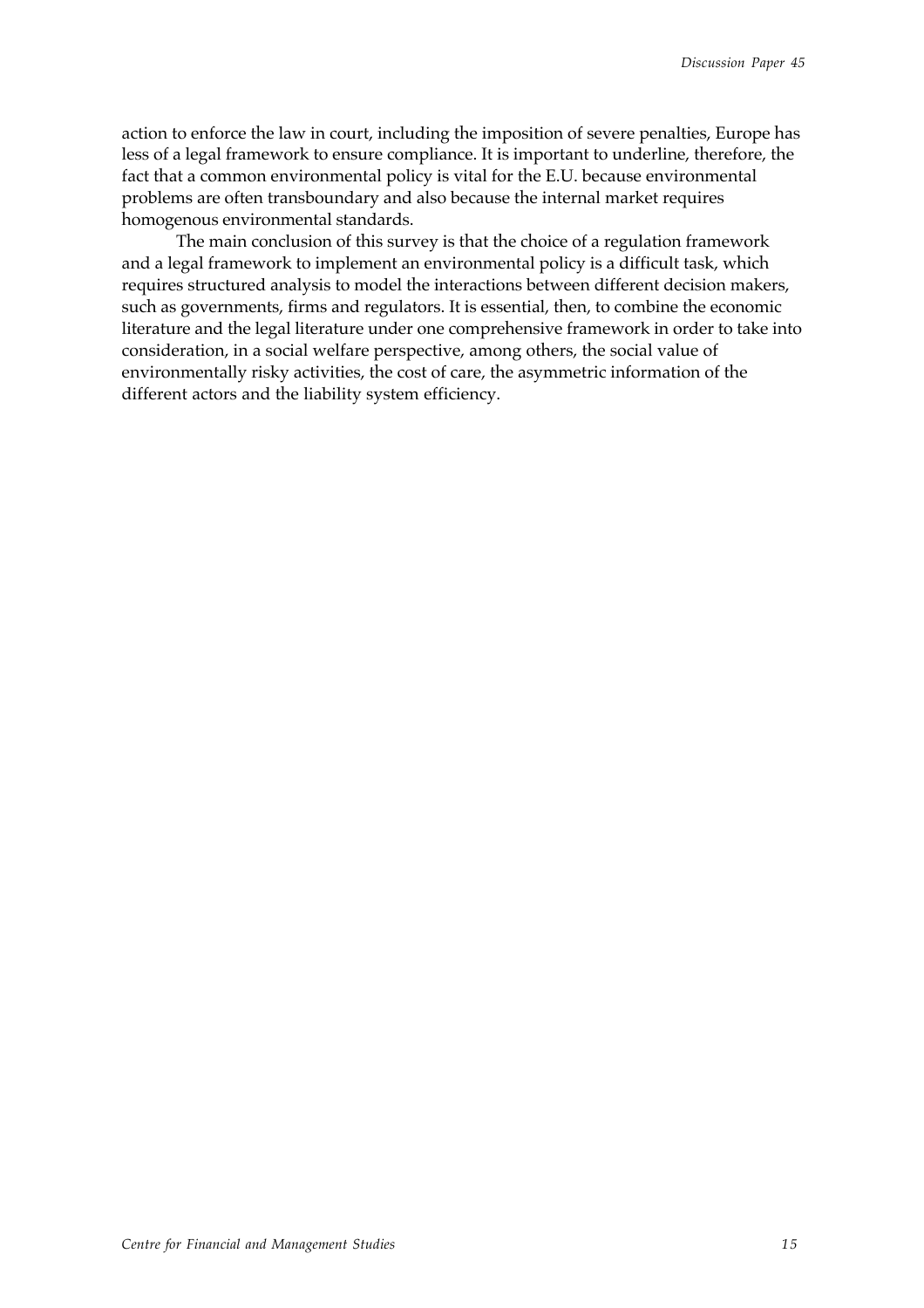action to enforce the law in court, including the imposition of severe penalties, Europe has less of a legal framework to ensure compliance. It is important to underline, therefore, the fact that a common environmental policy is vital for the E.U. because environmental problems are often transboundary and also because the internal market requires homogenous environmental standards.

The main conclusion of this survey is that the choice of a regulation framework and a legal framework to implement an environmental policy is a difficult task, which requires structured analysis to model the interactions between different decision makers, such as governments, firms and regulators. It is essential, then, to combine the economic literature and the legal literature under one comprehensive framework in order to take into consideration, in a social welfare perspective, among others, the social value of environmentally risky activities, the cost of care, the asymmetric information of the different actors and the liability system efficiency.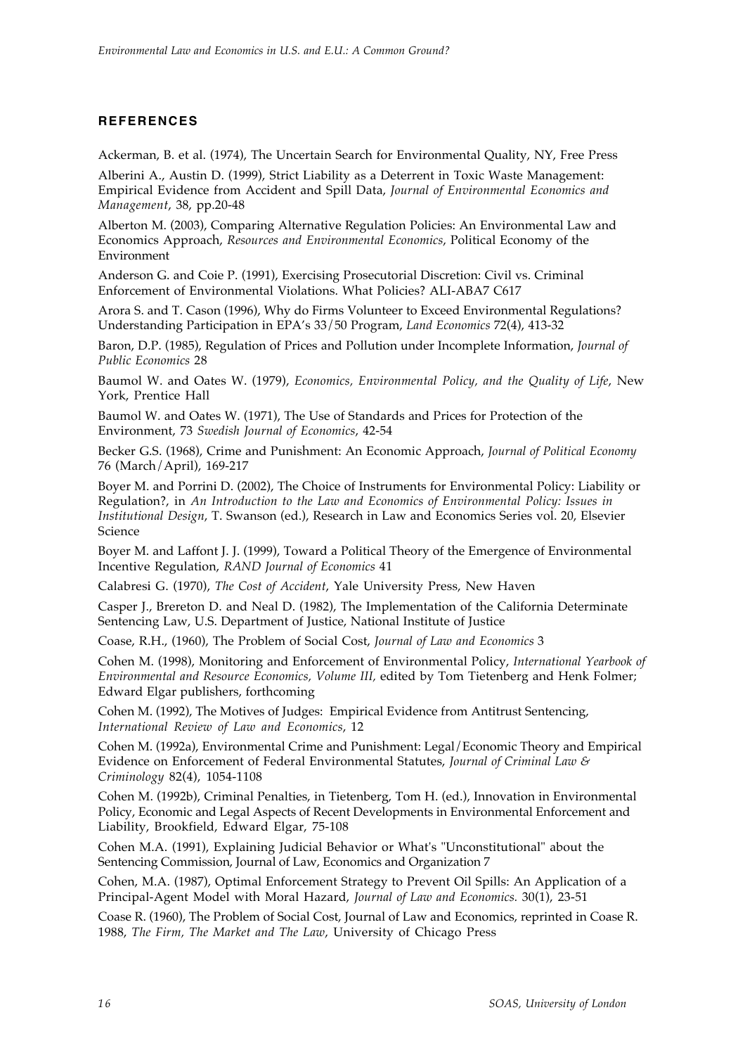## REFERENCES

Ackerman, B. et al. (1974), The Uncertain Search for Environmental Quality, NY, Free Press

Alberini A., Austin D. (1999), Strict Liability as a Deterrent in Toxic Waste Management: Empirical Evidence from Accident and Spill Data, *Journal of Environmental Economics and Management*, 38, pp.20-48

Alberton M. (2003), Comparing Alternative Regulation Policies: An Environmental Law and Economics Approach, *Resources and Environmental Economics*, Political Economy of the Environment

Anderson G. and Coie P. (1991), Exercising Prosecutorial Discretion: Civil vs. Criminal Enforcement of Environmental Violations. What Policies? ALI-ABA7 C617

Arora S. and T. Cason (1996), Why do Firms Volunteer to Exceed Environmental Regulations? Understanding Participation in EPA's 33/50 Program, *Land Economics* 72(4), 413-32

Baron, D.P. (1985), Regulation of Prices and Pollution under Incomplete Information, *Journal of Public Economics* 28

Baumol W. and Oates W. (1979), *Economics, Environmental Policy, and the Quality of Life*, New York, Prentice Hall

Baumol W. and Oates W. (1971), The Use of Standards and Prices for Protection of the Environment, 73 *Swedish Journal of Economics*, 42-54

Becker G.S. (1968), Crime and Punishment: An Economic Approach, *Journal of Political Economy* 76 (March/April), 169-217

Boyer M. and Porrini D. (2002), The Choice of Instruments for Environmental Policy: Liability or Regulation?, in *An Introduction to the Law and Economics of Environmental Policy: Issues in Institutional Design*, T. Swanson (ed.), Research in Law and Economics Series vol. 20, Elsevier Science

Boyer M. and Laffont J. J. (1999), Toward a Political Theory of the Emergence of Environmental Incentive Regulation, *RAND Journal of Economics* 41

Calabresi G. (1970), *The Cost of Accident*, Yale University Press, New Haven

Casper J., Brereton D. and Neal D. (1982), The Implementation of the California Determinate Sentencing Law, U.S. Department of Justice, National Institute of Justice

Coase, R.H., (1960), The Problem of Social Cost, *Journal of Law and Economics* 3

Cohen M. (1998), Monitoring and Enforcement of Environmental Policy, *International Yearbook of Environmental and Resource Economics, Volume III,* edited by Tom Tietenberg and Henk Folmer; Edward Elgar publishers, forthcoming

Cohen M. (1992), The Motives of Judges: Empirical Evidence from Antitrust Sentencing, *International Review of Law and Economics*, 12

Cohen M. (1992a), Environmental Crime and Punishment: Legal/Economic Theory and Empirical Evidence on Enforcement of Federal Environmental Statutes, *Journal of Criminal Law & Criminology* 82(4), 1054-1108

Cohen M. (1992b), Criminal Penalties, in Tietenberg, Tom H. (ed.), Innovation in Environmental Policy, Economic and Legal Aspects of Recent Developments in Environmental Enforcement and Liability, Brookfield, Edward Elgar, 75-108

Cohen M.A. (1991), Explaining Judicial Behavior or What's "Unconstitutional" about the Sentencing Commission, Journal of Law, Economics and Organization 7

Cohen, M.A. (1987), Optimal Enforcement Strategy to Prevent Oil Spills: An Application of a Principal-Agent Model with Moral Hazard, *Journal of Law and Economics.* 30(1), 23-51

Coase R. (1960), The Problem of Social Cost, Journal of Law and Economics, reprinted in Coase R. 1988, *The Firm, The Market and The Law*, University of Chicago Press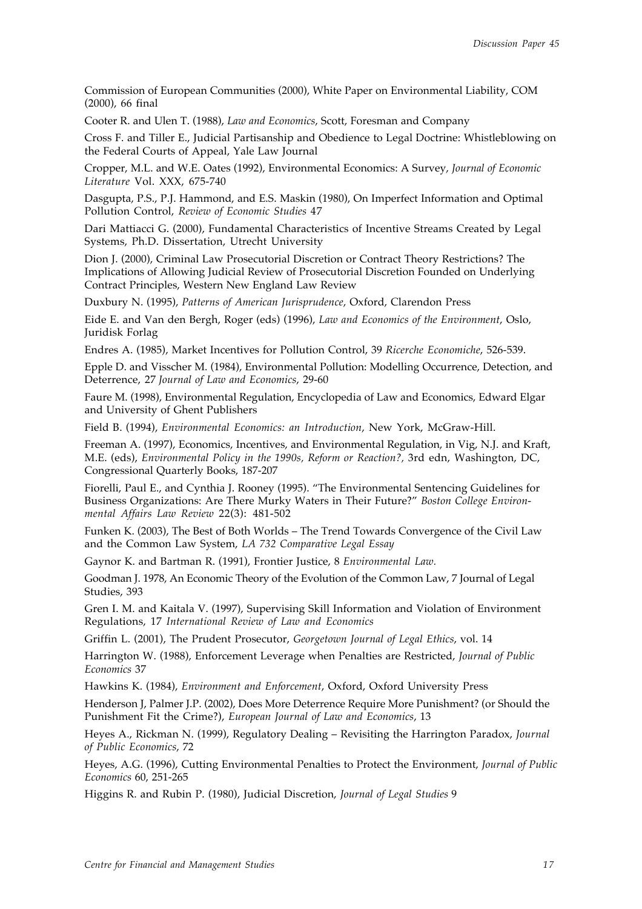Commission of European Communities (2000), White Paper on Environmental Liability, COM (2000), 66 final

Cooter R. and Ulen T. (1988), *Law and Economics*, Scott, Foresman and Company

Cross F. and Tiller E., Judicial Partisanship and Obedience to Legal Doctrine: Whistleblowing on the Federal Courts of Appeal, Yale Law Journal

Cropper, M.L. and W.E. Oates (1992), Environmental Economics: A Survey, *Journal of Economic Literature* Vol. XXX, 675-740

Dasgupta, P.S., P.J. Hammond, and E.S. Maskin (1980), On Imperfect Information and Optimal Pollution Control, *Review of Economic Studies* 47

Dari Mattiacci G. (2000), Fundamental Characteristics of Incentive Streams Created by Legal Systems, Ph.D. Dissertation, Utrecht University

Dion J. (2000), Criminal Law Prosecutorial Discretion or Contract Theory Restrictions? The Implications of Allowing Judicial Review of Prosecutorial Discretion Founded on Underlying Contract Principles, Western New England Law Review

Duxbury N. (1995), *Patterns of American Jurisprudence*, Oxford, Clarendon Press

Eide E. and Van den Bergh, Roger (eds) (1996), *Law and Economics of the Environment*, Oslo, Juridisk Forlag

Endres A. (1985), Market Incentives for Pollution Control, 39 *Ricerche Economiche*, 526-539.

Epple D. and Visscher M. (1984), Environmental Pollution: Modelling Occurrence, Detection, and Deterrence, 27 *Journal of Law and Economics*, 29-60

Faure M. (1998), Environmental Regulation, Encyclopedia of Law and Economics, Edward Elgar and University of Ghent Publishers

Field B. (1994), *Environmental Economics: an Introduction*, New York, McGraw-Hill.

Freeman A. (1997), Economics, Incentives, and Environmental Regulation, in Vig, N.J. and Kraft, M.E. (eds), *Environmental Policy in the 1990s, Reform or Reaction?*, 3rd edn, Washington, DC, Congressional Quarterly Books, 187-207

Fiorelli, Paul E., and Cynthia J. Rooney (1995). "The Environmental Sentencing Guidelines for Business Organizations: Are There Murky Waters in Their Future?" *Boston College Environmental Affairs Law Review* 22(3): 481-502

Funken K. (2003), The Best of Both Worlds – The Trend Towards Convergence of the Civil Law and the Common Law System, *LA 732 Comparative Legal Essay*

Gaynor K. and Bartman R. (1991), Frontier Justice, 8 *Environmental Law.*

Goodman J. 1978, An Economic Theory of the Evolution of the Common Law, 7 Journal of Legal Studies, 393

Gren I. M. and Kaitala V. (1997), Supervising Skill Information and Violation of Environment Regulations, 17 *International Review of Law and Economics*

Griffin L. (2001), The Prudent Prosecutor, *Georgetown Journal of Legal Ethics*, vol. 14

Harrington W. (1988), Enforcement Leverage when Penalties are Restricted, *Journal of Public Economics* 37

Hawkins K. (1984), *Environment and Enforcement*, Oxford, Oxford University Press

Henderson J, Palmer J.P. (2002), Does More Deterrence Require More Punishment? (or Should the Punishment Fit the Crime?), *European Journal of Law and Economics*, 13

Heyes A., Rickman N. (1999), Regulatory Dealing – Revisiting the Harrington Paradox, *Journal of Public Economics*, 72

Heyes, A.G. (1996), Cutting Environmental Penalties to Protect the Environment, *Journal of Public Economics* 60, 251-265

Higgins R. and Rubin P. (1980), Judicial Discretion, *Journal of Legal Studies* 9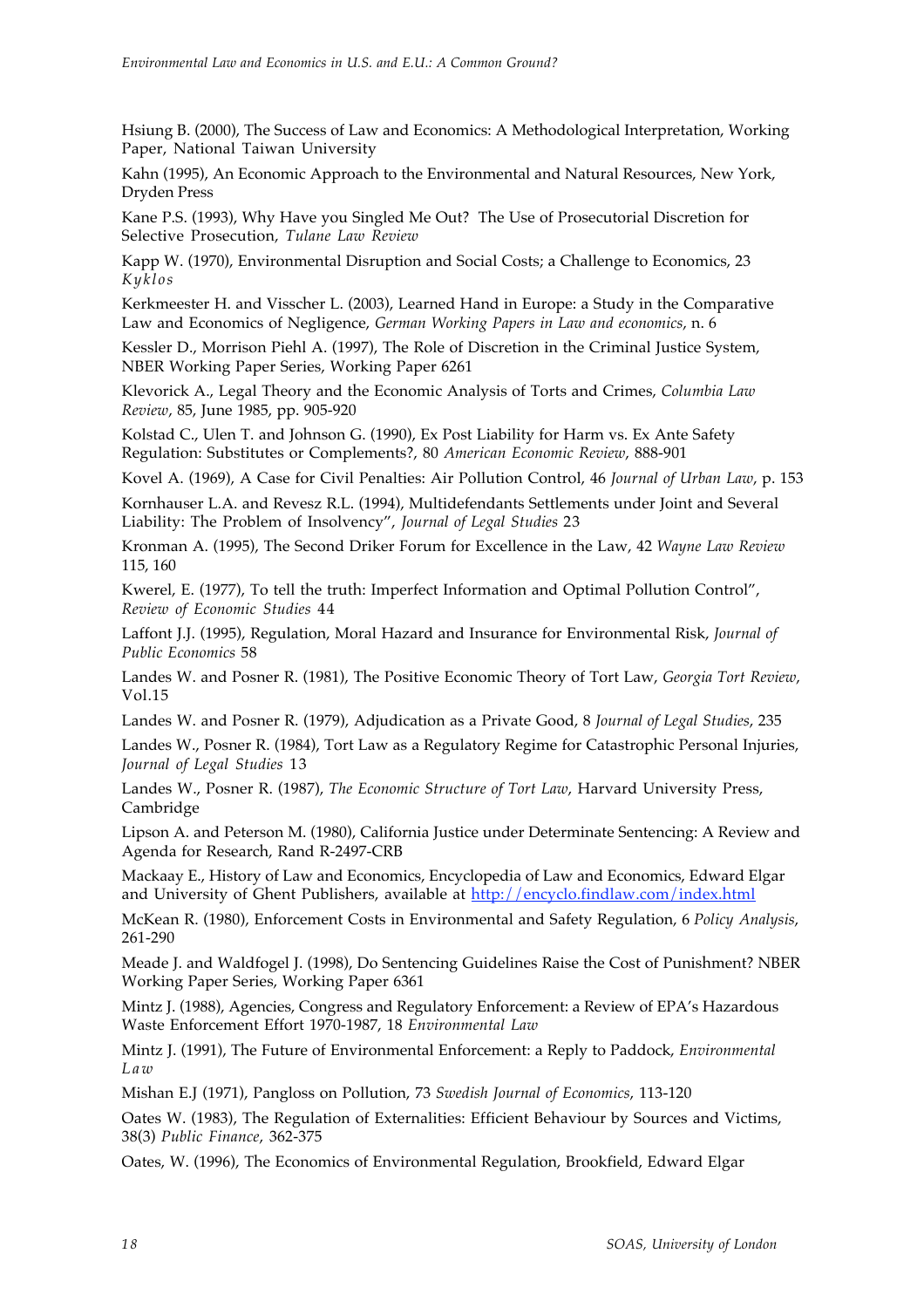Hsiung B. (2000), The Success of Law and Economics: A Methodological Interpretation, Working Paper, National Taiwan University

Kahn (1995), An Economic Approach to the Environmental and Natural Resources, New York, Dryden Press

Kane P.S. (1993), Why Have you Singled Me Out? The Use of Prosecutorial Discretion for Selective Prosecution, *Tulane Law Review*

Kapp W. (1970), Environmental Disruption and Social Costs; a Challenge to Economics, 23 *Kyklos*

Kerkmeester H. and Visscher L. (2003), Learned Hand in Europe: a Study in the Comparative Law and Economics of Negligence, *German Working Papers in Law and economics*, n. 6

Kessler D., Morrison Piehl A. (1997), The Role of Discretion in the Criminal Justice System, NBER Working Paper Series, Working Paper 6261

Klevorick A., Legal Theory and the Economic Analysis of Torts and Crimes, *Columbia Law Review*, 85, June 1985, pp. 905-920

Kolstad C., Ulen T. and Johnson G. (1990), Ex Post Liability for Harm vs. Ex Ante Safety Regulation: Substitutes or Complements?, 80 *American Economic Review*, 888-901

Kovel A. (1969), A Case for Civil Penalties: Air Pollution Control, 46 *Journal of Urban Law*, p. 153

Kornhauser L.A. and Revesz R.L. (1994), Multidefendants Settlements under Joint and Several Liability: The Problem of Insolvency", *Journal of Legal Studies* 23

Kronman A. (1995), The Second Driker Forum for Excellence in the Law, 42 *Wayne Law Review* 115, 160

Kwerel, E. (1977), To tell the truth: Imperfect Information and Optimal Pollution Control", *Review of Economic Studies* 44

Laffont J.J. (1995), Regulation, Moral Hazard and Insurance for Environmental Risk, *Journal of Public Economics* 58

Landes W. and Posner R. (1981), The Positive Economic Theory of Tort Law, *Georgia Tort Review*, Vol.15

Landes W. and Posner R. (1979), Adjudication as a Private Good, 8 *Journal of Legal Studies*, 235

Landes W., Posner R. (1984), Tort Law as a Regulatory Regime for Catastrophic Personal Injuries, *Journal of Legal Studies* 13

Landes W., Posner R. (1987), *The Economic Structure of Tort Law*, Harvard University Press, Cambridge

Lipson A. and Peterson M. (1980), California Justice under Determinate Sentencing: A Review and Agenda for Research, Rand R-2497-CRB

Mackaay E., History of Law and Economics, Encyclopedia of Law and Economics, Edward Elgar and University of Ghent Publishers, available at http://encyclo.findlaw.com/index.html

McKean R. (1980), Enforcement Costs in Environmental and Safety Regulation, 6 *Policy Analysis*, 261-290

Meade J. and Waldfogel J. (1998), Do Sentencing Guidelines Raise the Cost of Punishment? NBER Working Paper Series, Working Paper 6361

Mintz J. (1988), Agencies, Congress and Regulatory Enforcement: a Review of EPA's Hazardous Waste Enforcement Effort 1970-1987, 18 *Environmental Law*

Mintz J. (1991), The Future of Environmental Enforcement: a Reply to Paddock, *Environmental Law*

Mishan E.J (1971), Pangloss on Pollution, 73 *Swedish Journal of Economics*, 113-120

Oates W. (1983), The Regulation of Externalities: Efficient Behaviour by Sources and Victims, 38(3) *Public Finance*, 362-375

Oates, W. (1996), The Economics of Environmental Regulation, Brookfield, Edward Elgar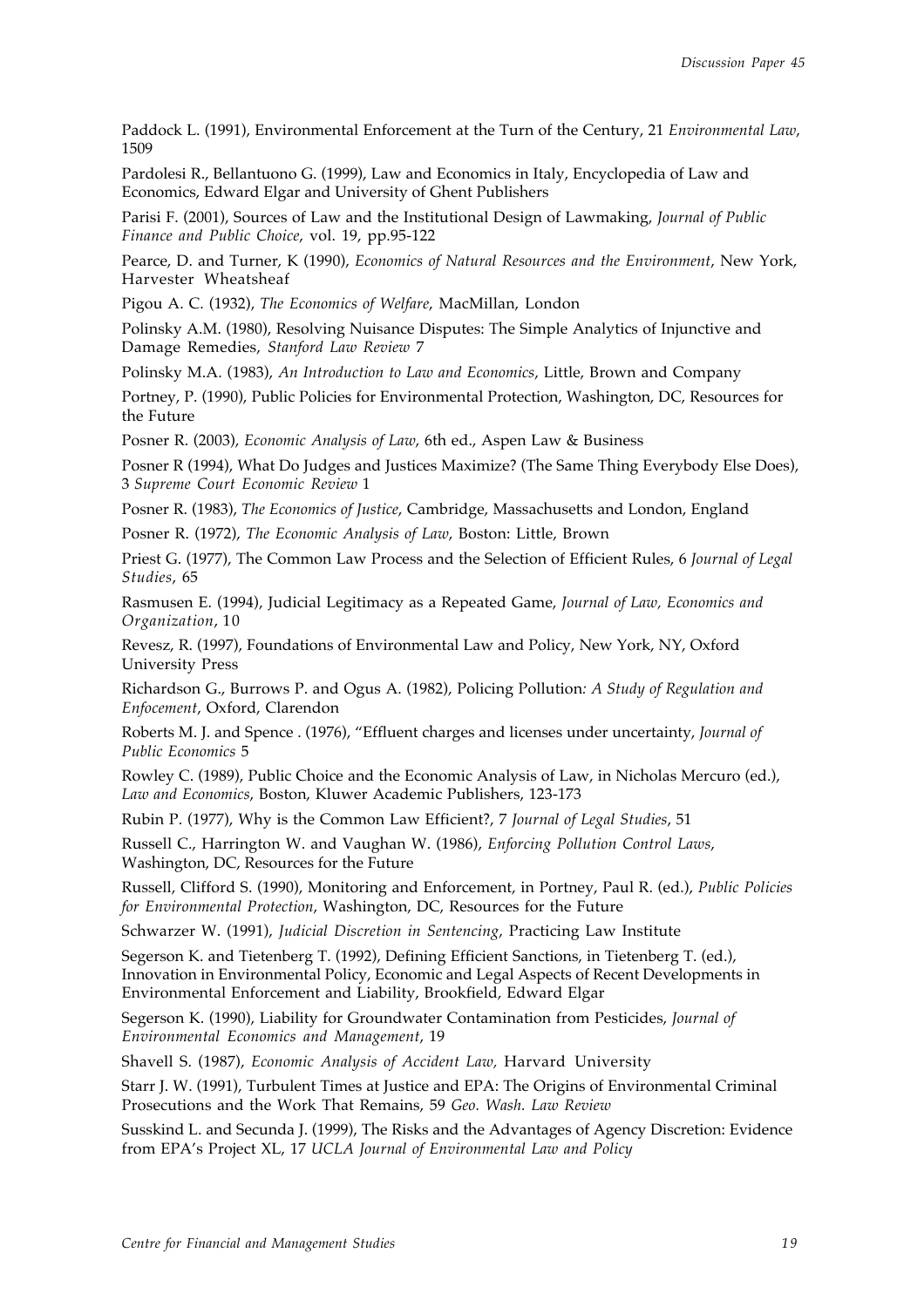Paddock L. (1991), Environmental Enforcement at the Turn of the Century, 21 *Environmental Law*, 1509

Pardolesi R., Bellantuono G. (1999), Law and Economics in Italy, Encyclopedia of Law and Economics, Edward Elgar and University of Ghent Publishers

Parisi F. (2001), Sources of Law and the Institutional Design of Lawmaking, *Journal of Public Finance and Public Choice*, vol. 19, pp.95-122

Pearce, D. and Turner, K (1990), *Economics of Natural Resources and the Environment*, New York, Harvester Wheatsheaf

Pigou A. C. (1932), *The Economics of Welfare*, MacMillan, London

Polinsky A.M. (1980), Resolving Nuisance Disputes: The Simple Analytics of Injunctive and Damage Remedies, *Stanford Law Review* 7

Polinsky M.A. (1983), *An Introduction to Law and Economics*, Little, Brown and Company

Portney, P. (1990), Public Policies for Environmental Protection, Washington, DC, Resources for the Future

Posner R. (2003), *Economic Analysis of Law*, 6th ed., Aspen Law & Business

Posner R (1994), What Do Judges and Justices Maximize? (The Same Thing Everybody Else Does), 3 *Supreme Court Economic Review* 1

Posner R. (1983), *The Economics of Justice*, Cambridge, Massachusetts and London, England

Posner R. (1972), *The Economic Analysis of Law*, Boston: Little, Brown

Priest G. (1977), The Common Law Process and the Selection of Efficient Rules, 6 *Journal of Legal Studies*, 65

Rasmusen E. (1994), Judicial Legitimacy as a Repeated Game, *Journal of Law, Economics and Organization*, 10

Revesz, R. (1997), Foundations of Environmental Law and Policy, New York, NY, Oxford University Press

Richardson G., Burrows P. and Ogus A. (1982), Policing Pollution*: A Study of Regulation and Enfocement*, Oxford, Clarendon

Roberts M. J. and Spence . (1976), "Effluent charges and licenses under uncertainty, *Journal of Public Economics* 5

Rowley C. (1989), Public Choice and the Economic Analysis of Law, in Nicholas Mercuro (ed.), *Law and Economics*, Boston, Kluwer Academic Publishers, 123-173

Rubin P. (1977), Why is the Common Law Efficient?, 7 *Journal of Legal Studies*, 51

Russell C., Harrington W. and Vaughan W. (1986), *Enforcing Pollution Control Laws*, Washington, DC, Resources for the Future

Russell, Clifford S. (1990), Monitoring and Enforcement, in Portney, Paul R. (ed.), *Public Policies for Environmental Protection*, Washington, DC, Resources for the Future

Schwarzer W. (1991), *Judicial Discretion in Sentencing*, Practicing Law Institute

Segerson K. and Tietenberg T. (1992), Defining Efficient Sanctions, in Tietenberg T. (ed.), Innovation in Environmental Policy, Economic and Legal Aspects of Recent Developments in Environmental Enforcement and Liability, Brookfield, Edward Elgar

Segerson K. (1990), Liability for Groundwater Contamination from Pesticides, *Journal of Environmental Economics and Management*, 19

Shavell S. (1987), *Economic Analysis of Accident Law,* Harvard University

Starr J. W. (1991), Turbulent Times at Justice and EPA: The Origins of Environmental Criminal Prosecutions and the Work That Remains, 59 *Geo. Wash. Law Review*

Susskind L. and Secunda J. (1999), The Risks and the Advantages of Agency Discretion: Evidence from EPA's Project XL, 17 *UCLA Journal of Environmental Law and Policy*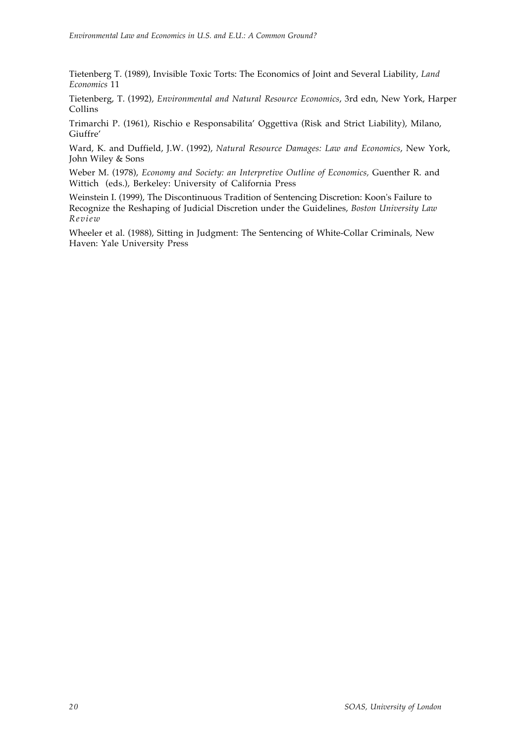Tietenberg T. (1989), Invisible Toxic Torts: The Economics of Joint and Several Liability, *Land Economics* 11

Tietenberg, T. (1992), *Environmental and Natural Resource Economics*, 3rd edn, New York, Harper Collins

Trimarchi P. (1961), Rischio e Responsabilita' Oggettiva (Risk and Strict Liability), Milano, Giuffre'

Ward, K. and Duffield, J.W. (1992), *Natural Resource Damages: Law and Economics*, New York, John Wiley & Sons

Weber M. (1978), *Economy and Society: an Interpretive Outline of Economics*, Guenther R. and Wittich (eds.), Berkeley: University of California Press

Weinstein I. (1999), The Discontinuous Tradition of Sentencing Discretion: Koon's Failure to Recognize the Reshaping of Judicial Discretion under the Guidelines, *Boston University Law Review*

Wheeler et al. (1988), Sitting in Judgment: The Sentencing of White-Collar Criminals, New Haven: Yale University Press